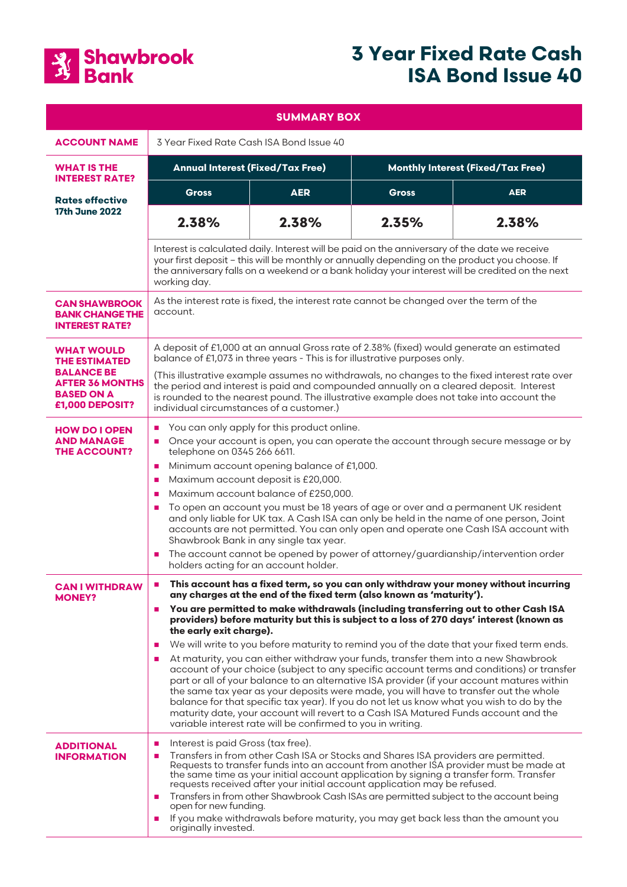**Shawbrook Bank**

# 3 Year Fixed Rate Cash ISA Bond Issue 40

## SUMMARY BOX

| | | | | |
|---|---|---|---|---|
| **ACCOUNT NAME** | 3 Year Fixed Rate Cash ISA Bond Issue 40 | | | |
| **WHAT IS THE INTEREST RATE?** **Rates effective 17th June 2022** | **Annual Interest (Fixed/Tax Free)** | | **Monthly Interest (Fixed/Tax Free)** | |
| | **Gross** | **AER** | **Gross** | **AER** |
| | **2.38%** | **2.38%** | **2.35%** | **2.38%** |
| | Interest is calculated daily. Interest will be paid on the anniversary of the date we receive your first deposit – this will be monthly or annually depending on the product you choose. If the anniversary falls on a weekend or a bank holiday your interest will be credited on the next working day. | | | |
| **CAN SHAWBROOK BANK CHANGE THE INTEREST RATE?** | As the interest rate is fixed, the interest rate cannot be changed over the term of the account. | | | |
| **WHAT WOULD THE ESTIMATED BALANCE BE AFTER 36 MONTHS BASED ON A £1,000 DEPOSIT?** | A deposit of £1,000 at an annual Gross rate of 2.38% (fixed) would generate an estimated balance of £1,073 in three years - This is for illustrative purposes only. (This illustrative example assumes no withdrawals, no changes to the fixed interest rate over the period and interest is paid and compounded annually on a cleared deposit. Interest is rounded to the nearest pound. The illustrative example does not take into account the individual circumstances of a customer.) | | | |
| **HOW DO I OPEN AND MANAGE THE ACCOUNT?** | ■ You can only apply for this product online. ■ Once your account is open, you can operate the account through secure message or by telephone on 0345 266 6611. ■ Minimum account opening balance of £1,000. ■ Maximum account deposit is £20,000. ■ Maximum account balance of £250,000. ■ To open an account you must be 18 years of age or over and a permanent UK resident and only liable for UK tax. A Cash ISA can only be held in the name of one person, Joint accounts are not permitted. You can only open and operate one Cash ISA account with Shawbrook Bank in any single tax year. ■ The account cannot be opened by power of attorney/guardianship/intervention order holders acting for an account holder. | | | |
| **CAN I WITHDRAW MONEY?** | ■ **This account has a fixed term, so you can only withdraw your money without incurring any charges at the end of the fixed term (also known as 'maturity').** ■ **You are permitted to make withdrawals (including transferring out to other Cash ISA providers) before maturity but this is subject to a loss of 270 days' interest (known as the early exit charge).** ■ We will write to you before maturity to remind you of the date that your fixed term ends. ■ At maturity, you can either withdraw your funds, transfer them into a new Shawbrook account of your choice (subject to any specific account terms and conditions) or transfer part or all of your balance to an alternative ISA provider (if your account matures within the same tax year as your deposits were made, you will have to transfer out the whole balance for that specific tax year). If you do not let us know what you wish to do by the maturity date, your account will revert to a Cash ISA Matured Funds account and the variable interest rate will be confirmed to you in writing. | | | |
| **ADDITIONAL INFORMATION** | ■ Interest is paid Gross (tax free). ■ Transfers in from other Cash ISA or Stocks and Shares ISA providers are permitted. Requests to transfer funds into an account from another ISA provider must be made at the same time as your initial account application by signing a transfer form. Transfer requests received after your initial account application may be refused. ■ Transfers in from other Shawbrook Cash ISAs are permitted subject to the account being open for new funding. ■ If you make withdrawals before maturity, you may get back less than the amount you originally invested. | | | |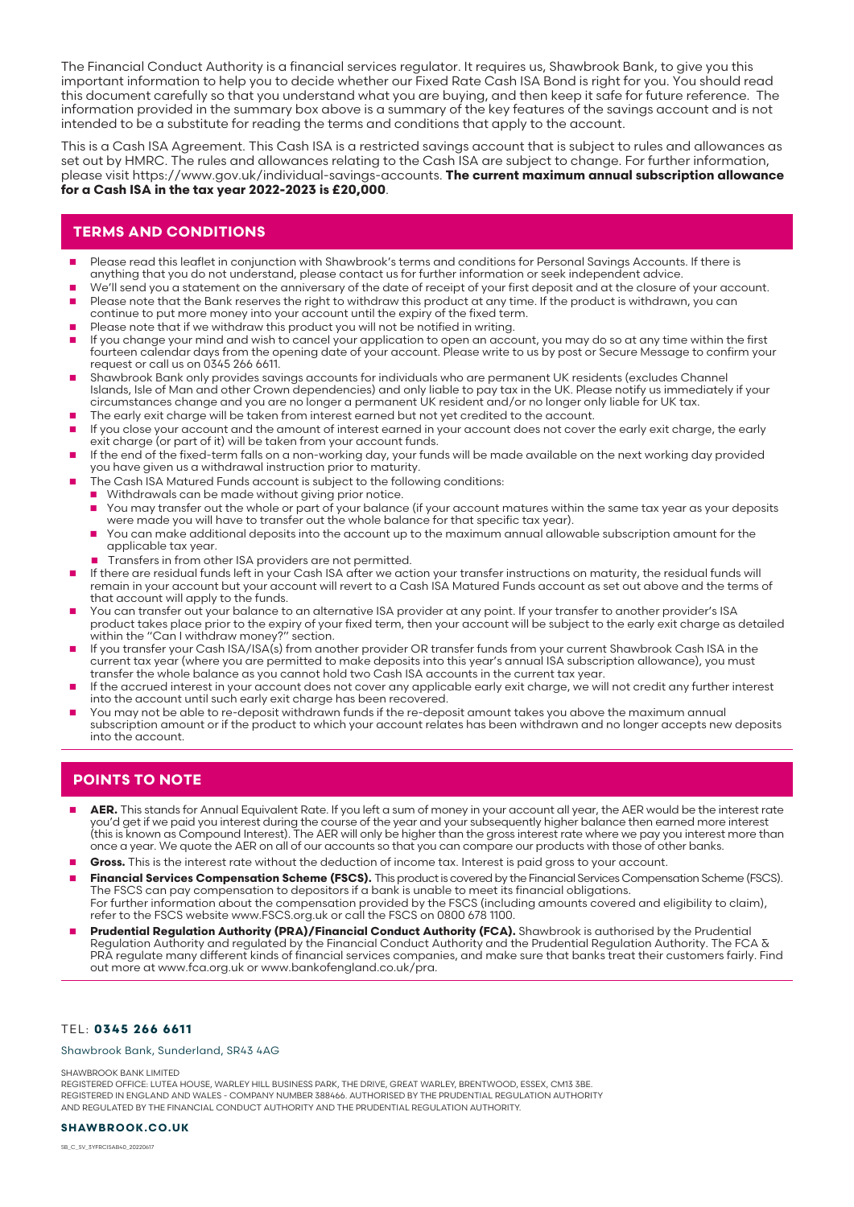The Financial Conduct Authority is a financial services regulator. It requires us, Shawbrook Bank, to give you this important information to help you to decide whether our Fixed Rate Cash ISA Bond is right for you. You should read this document carefully so that you understand what you are buying, and then keep it safe for future reference. The information provided in the summary box above is a summary of the key features of the savings account and is not intended to be a substitute for reading the terms and conditions that apply to the account.

This is a Cash ISA Agreement. This Cash ISA is a restricted savings account that is subject to rules and allowances as set out by HMRC. The rules and allowances relating to the Cash ISA are subject to change. For further information, please visit https://www.gov.uk/individual-savings-accounts. **The current maximum annual subscription allowance for a Cash ISA in the tax year 2022-2023 is £20,000**.

## TERMS AND CONDITIONS

- Please read this leaflet in conjunction with Shawbrook's terms and conditions for Personal Savings Accounts. If there is anything that you do not understand, please contact us for further information or seek independent advice.
- We'll send you a statement on the anniversary of the date of receipt of your first deposit and at the closure of your account.
- Please note that the Bank reserves the right to withdraw this product at any time. If the product is withdrawn, you can continue to put more money into your account until the expiry of the fixed term.
- Please note that if we withdraw this product you will not be notified in writing.
- If you change your mind and wish to cancel your application to open an account, you may do so at any time within the first fourteen calendar days from the opening date of your account. Please write to us by post or Secure Message to confirm your request or call us on 0345 266 6611.
- Shawbrook Bank only provides savings accounts for individuals who are permanent UK residents (excludes Channel Islands, Isle of Man and other Crown dependencies) and only liable to pay tax in the UK. Please notify us immediately if your circumstances change and you are no longer a permanent UK resident and/or no longer only liable for UK tax.
- The early exit charge will be taken from interest earned but not yet credited to the account.
- If you close your account and the amount of interest earned in your account does not cover the early exit charge, the early exit charge (or part of it) will be taken from your account funds.
- If the end of the fixed-term falls on a non-working day, your funds will be made available on the next working day provided you have given us a withdrawal instruction prior to maturity.
- The Cash ISA Matured Funds account is subject to the following conditions:
  - Withdrawals can be made without giving prior notice.
  - You may transfer out the whole or part of your balance (if your account matures within the same tax year as your deposits were made you will have to transfer out the whole balance for that specific tax year).
  - You can make additional deposits into the account up to the maximum annual allowable subscription amount for the applicable tax year.
  - Transfers in from other ISA providers are not permitted.
- If there are residual funds left in your Cash ISA after we action your transfer instructions on maturity, the residual funds will remain in your account but your account will revert to a Cash ISA Matured Funds account as set out above and the terms of that account will apply to the funds.
- You can transfer out your balance to an alternative ISA provider at any point. If your transfer to another provider's ISA product takes place prior to the expiry of your fixed term, then your account will be subject to the early exit charge as detailed within the "Can I withdraw money?" section.
- If you transfer your Cash ISA/ISA(s) from another provider OR transfer funds from your current Shawbrook Cash ISA in the current tax year (where you are permitted to make deposits into this year's annual ISA subscription allowance), you must transfer the whole balance as you cannot hold two Cash ISA accounts in the current tax year.
- If the accrued interest in your account does not cover any applicable early exit charge, we will not credit any further interest into the account until such early exit charge has been recovered.
- You may not be able to re-deposit withdrawn funds if the re-deposit amount takes you above the maximum annual subscription amount or if the product to which your account relates has been withdrawn and no longer accepts new deposits into the account.

## POINTS TO NOTE

- **AER.** This stands for Annual Equivalent Rate. If you left a sum of money in your account all year, the AER would be the interest rate you'd get if we paid you interest during the course of the year and your subsequently higher balance then earned more interest (this is known as Compound Interest). The AER will only be higher than the gross interest rate where we pay you interest more than once a year. We quote the AER on all of our accounts so that you can compare our products with those of other banks.
- **Gross.** This is the interest rate without the deduction of income tax. Interest is paid gross to your account.
- **Financial Services Compensation Scheme (FSCS).** This product is covered by the Financial Services Compensation Scheme (FSCS). The FSCS can pay compensation to depositors if a bank is unable to meet its financial obligations. For further information about the compensation provided by the FSCS (including amounts covered and eligibility to claim), refer to the FSCS website www.FSCS.org.uk or call the FSCS on 0800 678 1100.
- **Prudential Regulation Authority (PRA)/Financial Conduct Authority (FCA).** Shawbrook is authorised by the Prudential Regulation Authority and regulated by the Financial Conduct Authority and the Prudential Regulation Authority. The FCA & PRA regulate many different kinds of financial services companies, and make sure that banks treat their customers fairly. Find out more at www.fca.org.uk or www.bankofengland.co.uk/pra.

TEL: **0345 266 6611**

Shawbrook Bank, Sunderland, SR43 4AG

SHAWBROOK BANK LIMITED
REGISTERED OFFICE: LUTEA HOUSE, WARLEY HILL BUSINESS PARK, THE DRIVE, GREAT WARLEY, BRENTWOOD, ESSEX, CM13 3BE.
REGISTERED IN ENGLAND AND WALES - COMPANY NUMBER 388466. AUTHORISED BY THE PRUDENTIAL REGULATION AUTHORITY AND REGULATED BY THE FINANCIAL CONDUCT AUTHORITY AND THE PRUDENTIAL REGULATION AUTHORITY.

**SHAWBROOK.CO.UK**

SB_C_SV_3YFRCISAB40_20220617